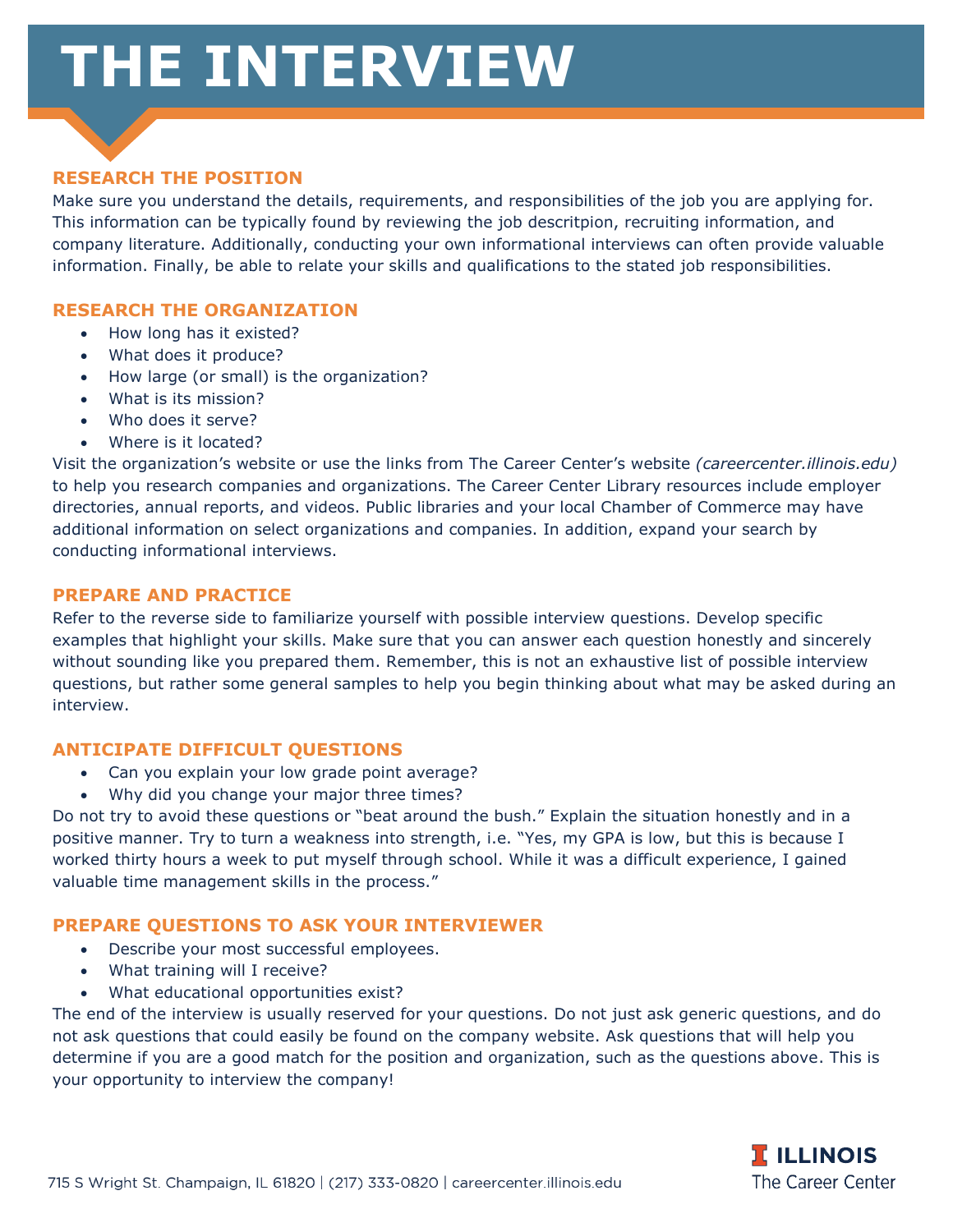# THE INTERVIEW

## RESEARCH THE POSITION

Make sure you understand the details, requirements, and responsibilities of the job you are applying for. This information can be typically found by reviewing the job descritpion, recruiting information, and company literature. Additionally, conducting your own informational interviews can often provide valuable information. Finally, be able to relate your skills and qualifications to the stated job responsibilities.

## RESEARCH THE ORGANIZATION

- How long has it existed?
- What does it produce?
- How large (or small) is the organization?
- What is its mission?
- Who does it serve?
- Where is it located?

Visit the organization's website or use the links from The Career Center's website *(careercenter.illinois.edu)* to help you research companies and organizations. The Career Center Library resources include employer directories, annual reports, and videos. Public libraries and your local Chamber of Commerce may have additional information on select organizations and companies. In addition, expand your search by conducting informational interviews.

## PREPARE AND PRACTICE

Refer to the reverse side to familiarize yourself with possible interview questions. Develop specific examples that highlight your skills. Make sure that you can answer each question honestly and sincerely without sounding like you prepared them. Remember, this is not an exhaustive list of possible interview questions, but rather some general samples to help you begin thinking about what may be asked during an interview.

## ANTICIPATE DIFFICULT QUESTIONS

- Can you explain your low grade point average?
- Why did you change your major three times?

Do not try to avoid these questions or "beat around the bush." Explain the situation honestly and in a positive manner. Try to turn a weakness into strength, i.e. "Yes, my GPA is low, but this is because I worked thirty hours a week to put myself through school. While it was a difficult experience, I gained valuable time management skills in the process."

## PREPARE QUESTIONS TO ASK YOUR INTERVIEWER

- Describe your most successful employees.
- What training will I receive?
- What educational opportunities exist?

The end of the interview is usually reserved for your questions. Do not just ask generic questions, and do not ask questions that could easily be found on the company website. Ask questions that will help you determine if you are a good match for the position and organization, such as the questions above. This is your opportunity to interview the company!

715 S Wright St. Champaign, IL 61820 | (217) 333-0820 | careercenter.illinois.edu

ILLINOIS The Career Center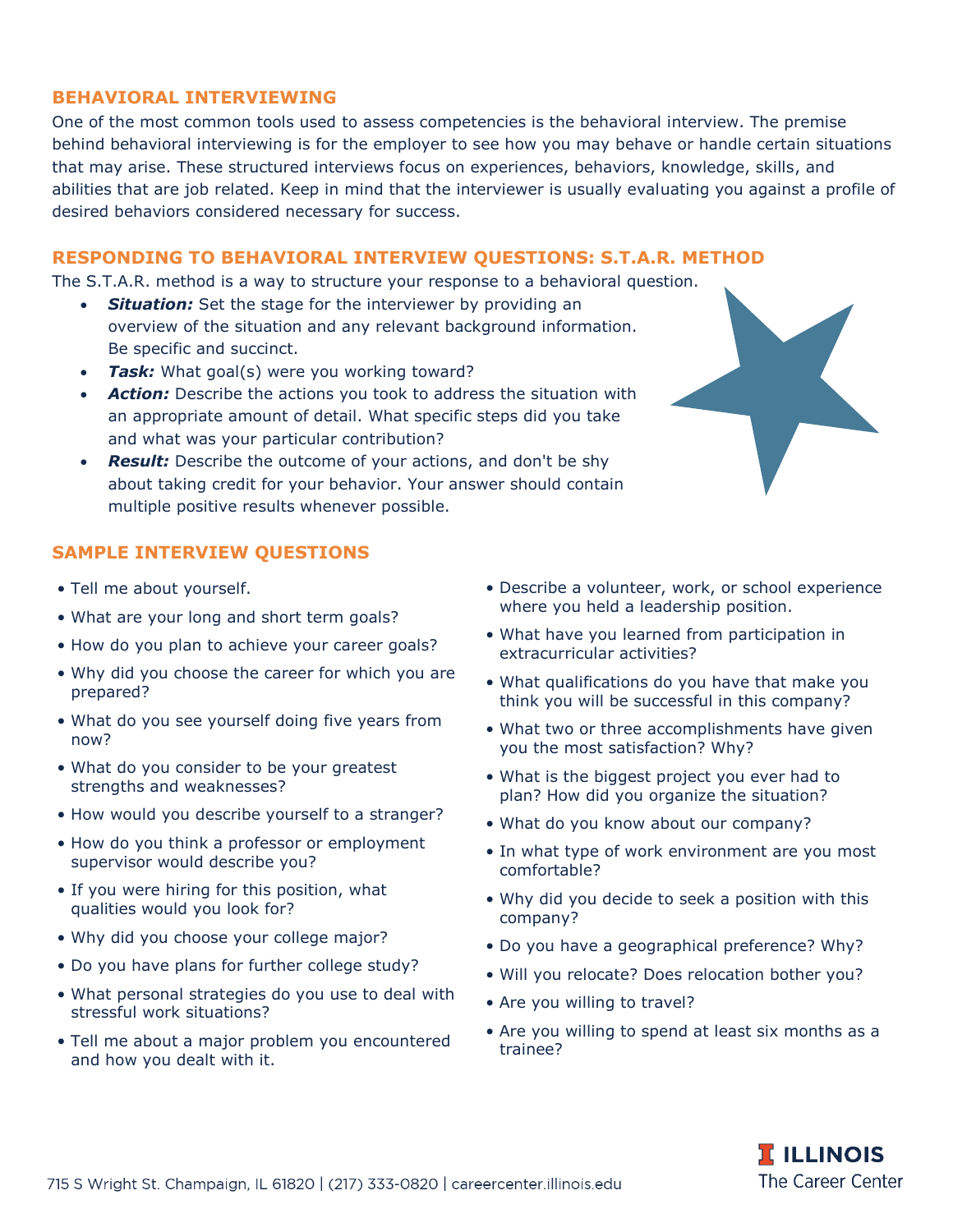## BEHAVIORAL INTERVIEWING

One of the most common tools used to assess competencies is the behavioral interview. The premise behind behavioral interviewing is for the employer to see how you may behave or handle certain situations that may arise. These structured interviews focus on experiences, behaviors, knowledge, skills, and abilities that are job related. Keep in mind that the interviewer is usually evaluating you against a profile of desired behaviors considered necessary for success.

## RESPONDING TO BEHAVIORAL INTERVIEW QUESTIONS: S.T.A.R. METHOD

The S.T.A.R. method is a way to structure your response to a behavioral question.

- ***Situation:*** Set the stage for the interviewer by providing an overview of the situation and any relevant background information. Be specific and succinct.
- ***Task:*** What goal(s) were you working toward?
- ***Action:*** Describe the actions you took to address the situation with an appropriate amount of detail. What specific steps did you take and what was your particular contribution?
- ***Result:*** Describe the outcome of your actions, and don't be shy about taking credit for your behavior. Your answer should contain multiple positive results whenever possible.

## SAMPLE INTERVIEW QUESTIONS

- Tell me about yourself.
- What are your long and short term goals?
- How do you plan to achieve your career goals?
- Why did you choose the career for which you are prepared?
- What do you see yourself doing five years from now?
- What do you consider to be your greatest strengths and weaknesses?
- How would you describe yourself to a stranger?
- How do you think a professor or employment supervisor would describe you?
- If you were hiring for this position, what qualities would you look for?
- Why did you choose your college major?
- Do you have plans for further college study?
- What personal strategies do you use to deal with stressful work situations?
- Tell me about a major problem you encountered and how you dealt with it.
- Describe a volunteer, work, or school experience where you held a leadership position.
- What have you learned from participation in extracurricular activities?
- What qualifications do you have that make you think you will be successful in this company?
- What two or three accomplishments have given you the most satisfaction? Why?
- What is the biggest project you ever had to plan? How did you organize the situation?
- What do you know about our company?
- In what type of work environment are you most comfortable?
- Why did you decide to seek a position with this company?
- Do you have a geographical preference? Why?
- Will you relocate? Does relocation bother you?
- Are you willing to travel?
- Are you willing to spend at least six months as a trainee?

715 S Wright St. Champaign, IL 61820 | (217) 333-0820 | careercenter.illinois.edu

ILLINOIS The Career Center